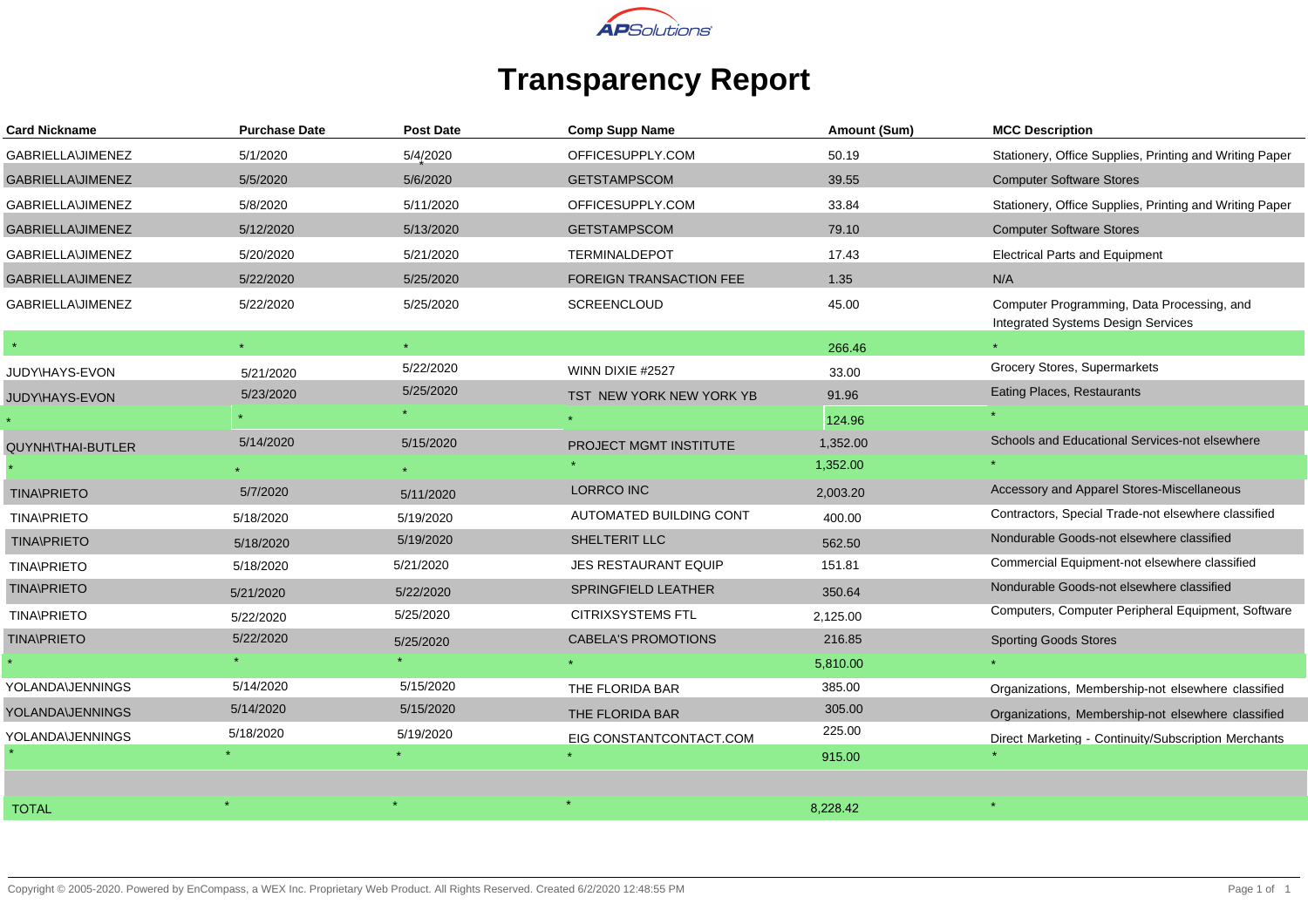# Transparency Report

| Card Nickname | Purchase Date | Post Date | Comp Supp Name | Amount (Sum) | MCC Description |
|---|---|---|---|---|---|
| GABRIELLA\JIMENEZ | 5/1/2020 | 5/4/2020 | OFFICESUPPLY.COM | 50.19 | Stationery, Office Supplies, Printing and Writing Paper |
| GABRIELLA\JIMENEZ | 5/5/2020 | 5/6/2020 | GETSTAMPSCOM | 39.55 | Computer Software Stores |
| GABRIELLA\JIMENEZ | 5/8/2020 | 5/11/2020 | OFFICESUPPLY.COM | 33.84 | Stationery, Office Supplies, Printing and Writing Paper |
| GABRIELLA\JIMENEZ | 5/12/2020 | 5/13/2020 | GETSTAMPSCOM | 79.10 | Computer Software Stores |
| GABRIELLA\JIMENEZ | 5/20/2020 | 5/21/2020 | TERMINALDEPOT | 17.43 | Electrical Parts and Equipment |
| GABRIELLA\JIMENEZ | 5/22/2020 | 5/25/2020 | FOREIGN TRANSACTION FEE | 1.35 | N/A |
| GABRIELLA\JIMENEZ | 5/22/2020 | 5/25/2020 | SCREENCLOUD | 45.00 | Computer Programming, Data Processing, and Integrated Systems Design Services |
| * | * | * | | 266.46 | * |
| JUDY\HAYS-EVON | 5/21/2020 | 5/22/2020 | WINN DIXIE #2527 | 33.00 | Grocery Stores, Supermarkets |
| JUDY\HAYS-EVON | 5/23/2020 | 5/25/2020 | TST NEW YORK NEW YORK YB | 91.96 | Eating Places, Restaurants |
| * | * | * | * | 124.96 | * |
| QUYNH\THAI-BUTLER | 5/14/2020 | 5/15/2020 | PROJECT MGMT INSTITUTE | 1,352.00 | Schools and Educational Services-not elsewhere |
| * | * | * | * | 1,352.00 | * |
| TINA\PRIETO | 5/7/2020 | 5/11/2020 | LORRCO INC | 2,003.20 | Accessory and Apparel Stores-Miscellaneous |
| TINA\PRIETO | 5/18/2020 | 5/19/2020 | AUTOMATED BUILDING CONT | 400.00 | Contractors, Special Trade-not elsewhere classified |
| TINA\PRIETO | 5/18/2020 | 5/19/2020 | SHELTERIT LLC | 562.50 | Nondurable Goods-not elsewhere classified |
| TINA\PRIETO | 5/18/2020 | 5/21/2020 | JES RESTAURANT EQUIP | 151.81 | Commercial Equipment-not elsewhere classified |
| TINA\PRIETO | 5/21/2020 | 5/22/2020 | SPRINGFIELD LEATHER | 350.64 | Nondurable Goods-not elsewhere classified |
| TINA\PRIETO | 5/22/2020 | 5/25/2020 | CITRIXSYSTEMS FTL | 2,125.00 | Computers, Computer Peripheral Equipment, Software |
| TINA\PRIETO | 5/22/2020 | 5/25/2020 | CABELA'S PROMOTIONS | 216.85 | Sporting Goods Stores |
| * | * | * | * | 5,810.00 | * |
| YOLANDA\JENNINGS | 5/14/2020 | 5/15/2020 | THE FLORIDA BAR | 385.00 | Organizations, Membership-not elsewhere classified |
| YOLANDA\JENNINGS | 5/14/2020 | 5/15/2020 | THE FLORIDA BAR | 305.00 | Organizations, Membership-not elsewhere classified |
| YOLANDA\JENNINGS | 5/18/2020 | 5/19/2020 | EIG CONSTANTCONTACT.COM | 225.00 | Direct Marketing - Continuity/Subscription Merchants |
| * | * | * | * | 915.00 | * |
| | | | | | |
| TOTAL | * | * | * | 8,228.42 | * |

Copyright © 2005-2020. Powered by EnCompass, a WEX Inc. Proprietary Web Product. All Rights Reserved. Created 6/2/2020 12:48:55 PM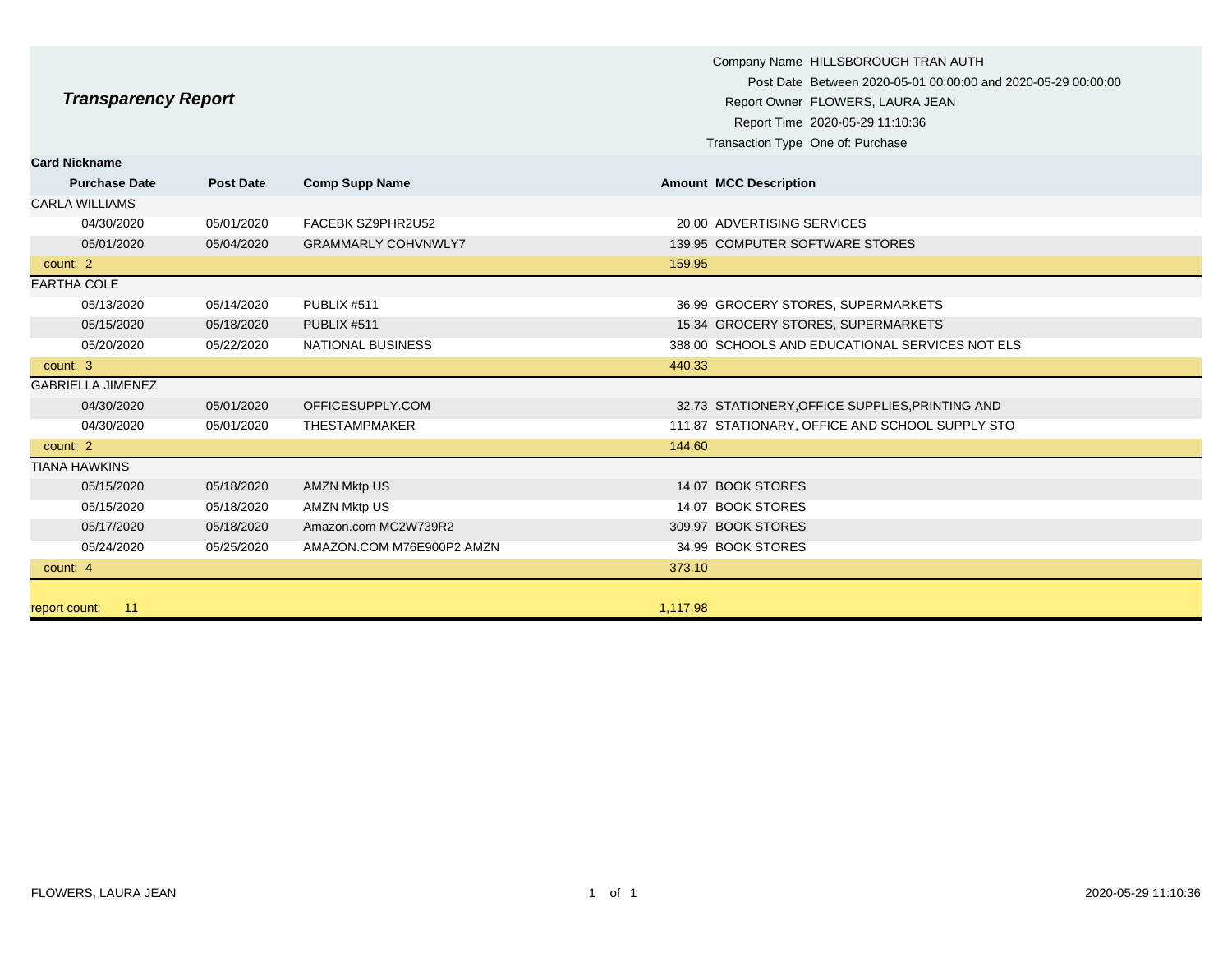## Transparency Report

Company Name HILLSBOROUGH TRAN AUTH
Post Date Between 2020-05-01 00:00:00 and 2020-05-29 00:00:00
Report Owner FLOWERS, LAURA JEAN
Report Time 2020-05-29 11:10:36
Transaction Type One of: Purchase

| Card Nickname | | | | |
|---|---|---|---|---|
| **Purchase Date** | **Post Date** | **Comp Supp Name** | **Amount** | **MCC Description** |
| CARLA WILLIAMS | | | | |
| 04/30/2020 | 05/01/2020 | FACEBK SZ9PHR2U52 | 20.00 | ADVERTISING SERVICES |
| 05/01/2020 | 05/04/2020 | GRAMMARLY COHVNWLY7 | 139.95 | COMPUTER SOFTWARE STORES |
| count: 2 | | | 159.95 | |
| EARTHA COLE | | | | |
| 05/13/2020 | 05/14/2020 | PUBLIX #511 | 36.99 | GROCERY STORES, SUPERMARKETS |
| 05/15/2020 | 05/18/2020 | PUBLIX #511 | 15.34 | GROCERY STORES, SUPERMARKETS |
| 05/20/2020 | 05/22/2020 | NATIONAL BUSINESS | 388.00 | SCHOOLS AND EDUCATIONAL SERVICES NOT ELS |
| count: 3 | | | 440.33 | |
| GABRIELLA JIMENEZ | | | | |
| 04/30/2020 | 05/01/2020 | OFFICESUPPLY.COM | 32.73 | STATIONERY,OFFICE SUPPLIES,PRINTING AND |
| 04/30/2020 | 05/01/2020 | THESTAMPMAKER | 111.87 | STATIONARY, OFFICE AND SCHOOL SUPPLY STO |
| count: 2 | | | 144.60 | |
| TIANA HAWKINS | | | | |
| 05/15/2020 | 05/18/2020 | AMZN Mktp US | 14.07 | BOOK STORES |
| 05/15/2020 | 05/18/2020 | AMZN Mktp US | 14.07 | BOOK STORES |
| 05/17/2020 | 05/18/2020 | Amazon.com MC2W739R2 | 309.97 | BOOK STORES |
| 05/24/2020 | 05/25/2020 | AMAZON.COM M76E900P2 AMZN | 34.99 | BOOK STORES |
| count: 4 | | | 373.10 | |
| report count: 11 | | | 1,117.98 | |